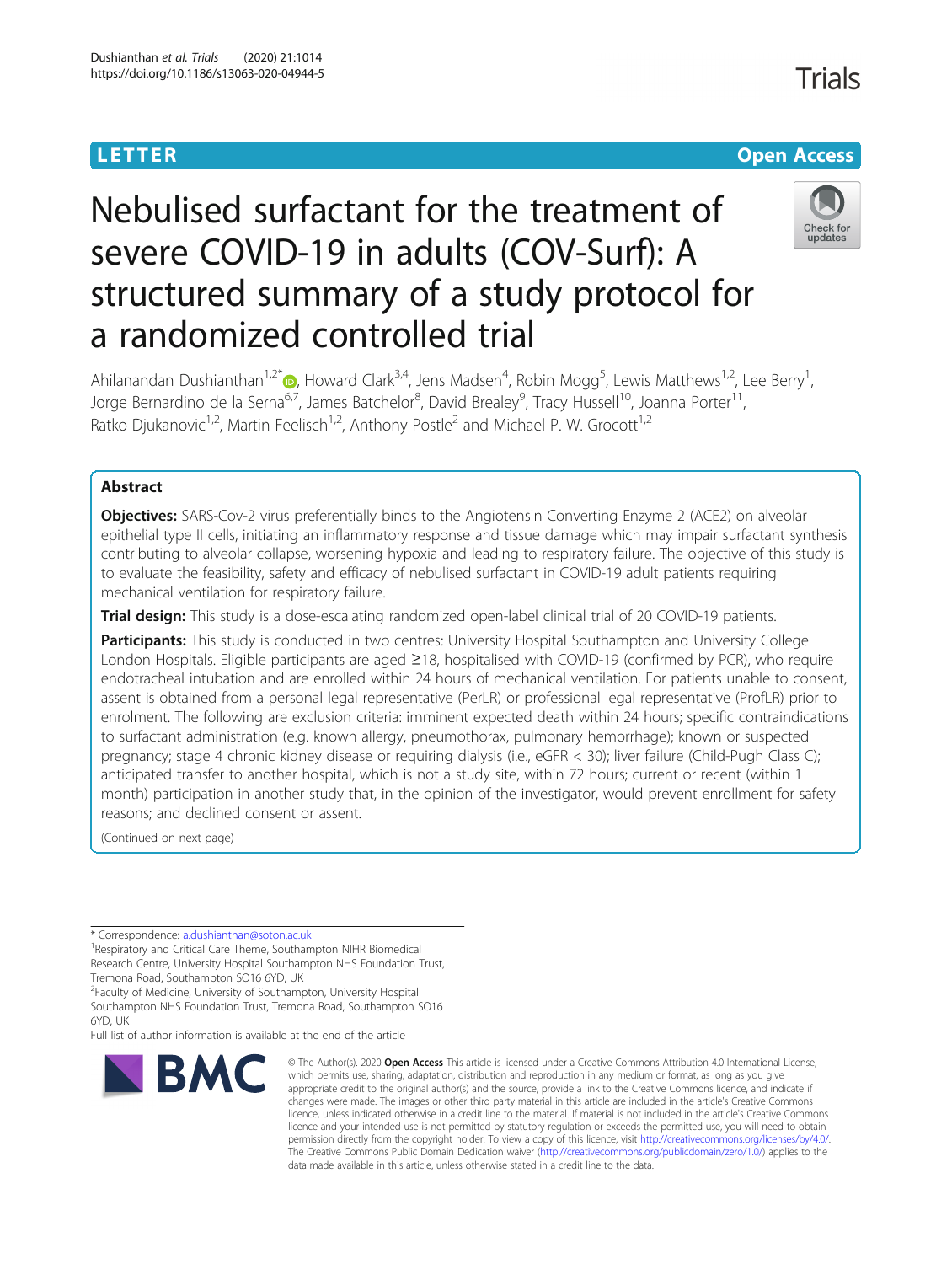# LETTER

# Nebulised surfactant for the treatment of severe COVID-19 in adults (COV-Surf): A structured summary of a study protocol for a randomized controlled trial

Ahilanandan Dushianthan[1,2*], Howard Clark[3,4], Jens Madsen[4], Robin Mogg[5], Lewis Matthews[1,2], Lee Berry[1], Jorge Bernardino de la Serna[6,7], James Batchelor[8], David Brealey[9], Tracy Hussell[10], Joanna Porter[11], Ratko Djukanovic[1,2], Martin Feelisch[1,2], Anthony Postle[2] and Michael P. W. Grocott[1,2]

## Abstract

**Objectives:** SARS-Cov-2 virus preferentially binds to the Angiotensin Converting Enzyme 2 (ACE2) on alveolar epithelial type II cells, initiating an inflammatory response and tissue damage which may impair surfactant synthesis contributing to alveolar collapse, worsening hypoxia and leading to respiratory failure. The objective of this study is to evaluate the feasibility, safety and efficacy of nebulised surfactant in COVID-19 adult patients requiring mechanical ventilation for respiratory failure.

**Trial design:** This study is a dose-escalating randomized open-label clinical trial of 20 COVID-19 patients.

**Participants:** This study is conducted in two centres: University Hospital Southampton and University College London Hospitals. Eligible participants are aged ≥18, hospitalised with COVID-19 (confirmed by PCR), who require endotracheal intubation and are enrolled within 24 hours of mechanical ventilation. For patients unable to consent, assent is obtained from a personal legal representative (PerLR) or professional legal representative (ProfLR) prior to enrolment. The following are exclusion criteria: imminent expected death within 24 hours; specific contraindications to surfactant administration (e.g. known allergy, pneumothorax, pulmonary hemorrhage); known or suspected pregnancy; stage 4 chronic kidney disease or requiring dialysis (i.e., eGFR < 30); liver failure (Child-Pugh Class C); anticipated transfer to another hospital, which is not a study site, within 72 hours; current or recent (within 1 month) participation in another study that, in the opinion of the investigator, would prevent enrollment for safety reasons; and declined consent or assent.

(Continued on next page)

\* Correspondence: a.dushianthan@soton.ac.uk

[1]Respiratory and Critical Care Theme, Southampton NIHR Biomedical Research Centre, University Hospital Southampton NHS Foundation Trust, Tremona Road, Southampton SO16 6YD, UK

[2]Faculty of Medicine, University of Southampton, University Hospital Southampton NHS Foundation Trust, Tremona Road, Southampton SO16 6YD, UK

Full list of author information is available at the end of the article

© The Author(s). 2020 **Open Access** This article is licensed under a Creative Commons Attribution 4.0 International License, which permits use, sharing, adaptation, distribution and reproduction in any medium or format, as long as you give appropriate credit to the original author(s) and the source, provide a link to the Creative Commons licence, and indicate if changes were made. The images or other third party material in this article are included in the article's Creative Commons licence, unless indicated otherwise in a credit line to the material. If material is not included in the article's Creative Commons licence and your intended use is not permitted by statutory regulation or exceeds the permitted use, you will need to obtain permission directly from the copyright holder. To view a copy of this licence, visit http://creativecommons.org/licenses/by/4.0/. The Creative Commons Public Domain Dedication waiver (http://creativecommons.org/publicdomain/zero/1.0/) applies to the data made available in this article, unless otherwise stated in a credit line to the data.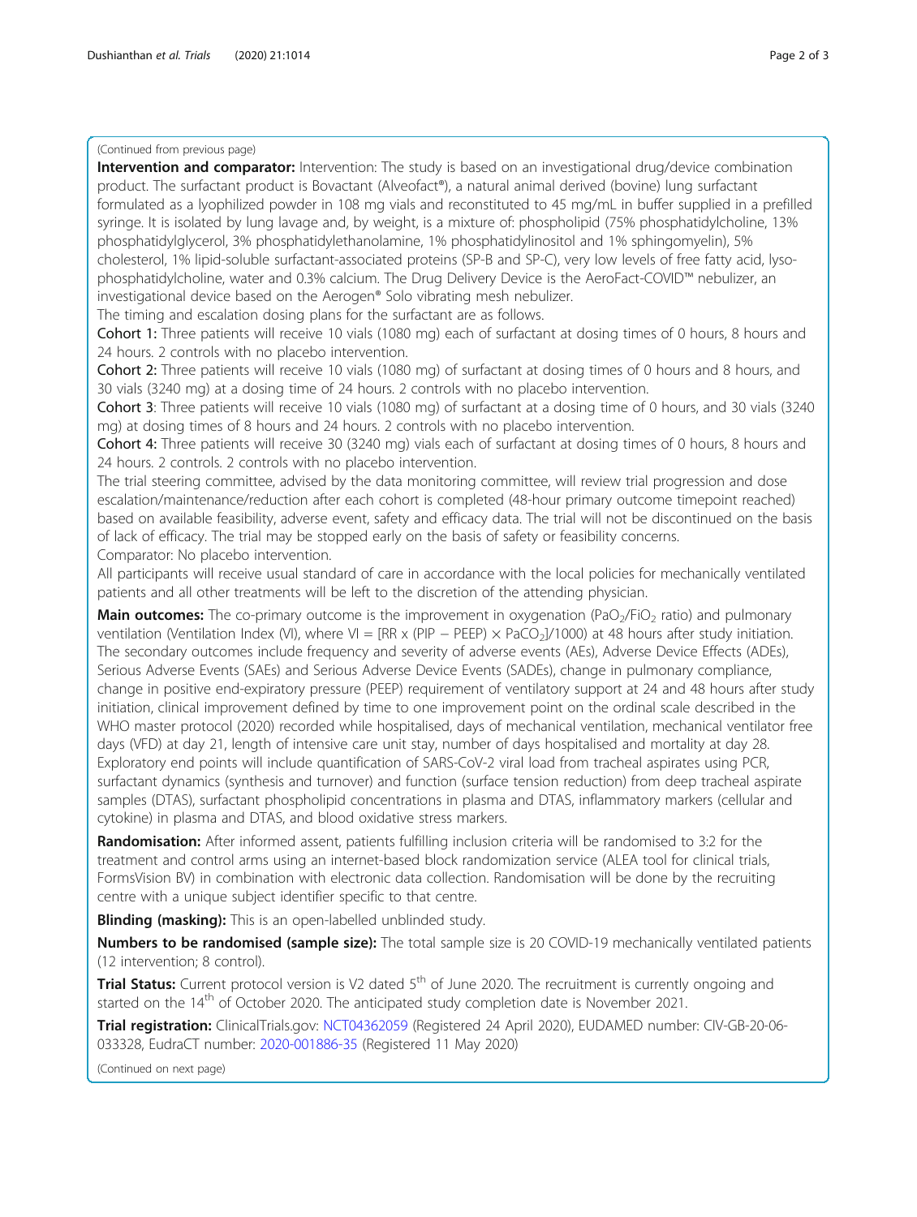(Continued from previous page)

**Intervention and comparator:** Intervention: The study is based on an investigational drug/device combination product. The surfactant product is Bovactant (Alveofact®), a natural animal derived (bovine) lung surfactant formulated as a lyophilized powder in 108 mg vials and reconstituted to 45 mg/mL in buffer supplied in a prefilled syringe. It is isolated by lung lavage and, by weight, is a mixture of: phospholipid (75% phosphatidylcholine, 13% phosphatidylglycerol, 3% phosphatidylethanolamine, 1% phosphatidylinositol and 1% sphingomyelin), 5% cholesterol, 1% lipid-soluble surfactant-associated proteins (SP-B and SP-C), very low levels of free fatty acid, lyso-phosphatidylcholine, water and 0.3% calcium. The Drug Delivery Device is the AeroFact-COVID™ nebulizer, an investigational device based on the Aerogen® Solo vibrating mesh nebulizer.

The timing and escalation dosing plans for the surfactant are as follows.

Cohort 1: Three patients will receive 10 vials (1080 mg) each of surfactant at dosing times of 0 hours, 8 hours and 24 hours. 2 controls with no placebo intervention.

Cohort 2: Three patients will receive 10 vials (1080 mg) of surfactant at dosing times of 0 hours and 8 hours, and 30 vials (3240 mg) at a dosing time of 24 hours. 2 controls with no placebo intervention.

Cohort 3: Three patients will receive 10 vials (1080 mg) of surfactant at a dosing time of 0 hours, and 30 vials (3240 mg) at dosing times of 8 hours and 24 hours. 2 controls with no placebo intervention.

Cohort 4: Three patients will receive 30 (3240 mg) vials each of surfactant at dosing times of 0 hours, 8 hours and 24 hours. 2 controls. 2 controls with no placebo intervention.

The trial steering committee, advised by the data monitoring committee, will review trial progression and dose escalation/maintenance/reduction after each cohort is completed (48-hour primary outcome timepoint reached) based on available feasibility, adverse event, safety and efficacy data. The trial will not be discontinued on the basis of lack of efficacy. The trial may be stopped early on the basis of safety or feasibility concerns.

Comparator: No placebo intervention.

All participants will receive usual standard of care in accordance with the local policies for mechanically ventilated patients and all other treatments will be left to the discretion of the attending physician.

**Main outcomes:** The co-primary outcome is the improvement in oxygenation ($PaO_2/FiO_2$ ratio) and pulmonary ventilation (Ventilation Index (VI), where $VI = [RR \times (PIP - PEEP) \times PaCO_2]/1000$) at 48 hours after study initiation. The secondary outcomes include frequency and severity of adverse events (AEs), Adverse Device Effects (ADEs), Serious Adverse Events (SAEs) and Serious Adverse Device Events (SADEs), change in pulmonary compliance, change in positive end-expiratory pressure (PEEP) requirement of ventilatory support at 24 and 48 hours after study initiation, clinical improvement defined by time to one improvement point on the ordinal scale described in the WHO master protocol (2020) recorded while hospitalised, days of mechanical ventilation, mechanical ventilator free days (VFD) at day 21, length of intensive care unit stay, number of days hospitalised and mortality at day 28. Exploratory end points will include quantification of SARS-CoV-2 viral load from tracheal aspirates using PCR, surfactant dynamics (synthesis and turnover) and function (surface tension reduction) from deep tracheal aspirate samples (DTAS), surfactant phospholipid concentrations in plasma and DTAS, inflammatory markers (cellular and cytokine) in plasma and DTAS, and blood oxidative stress markers.

**Randomisation:** After informed assent, patients fulfilling inclusion criteria will be randomised to 3:2 for the treatment and control arms using an internet-based block randomization service (ALEA tool for clinical trials, FormsVision BV) in combination with electronic data collection. Randomisation will be done by the recruiting centre with a unique subject identifier specific to that centre.

**Blinding (masking):** This is an open-labelled unblinded study.

**Numbers to be randomised (sample size):** The total sample size is 20 COVID-19 mechanically ventilated patients (12 intervention; 8 control).

**Trial Status:** Current protocol version is V2 dated 5th of June 2020. The recruitment is currently ongoing and started on the 14th of October 2020. The anticipated study completion date is November 2021.

**Trial registration:** ClinicalTrials.gov: NCT04362059 (Registered 24 April 2020), EUDAMED number: CIV-GB-20-06-033328, EudraCT number: 2020-001886-35 (Registered 11 May 2020)

(Continued on next page)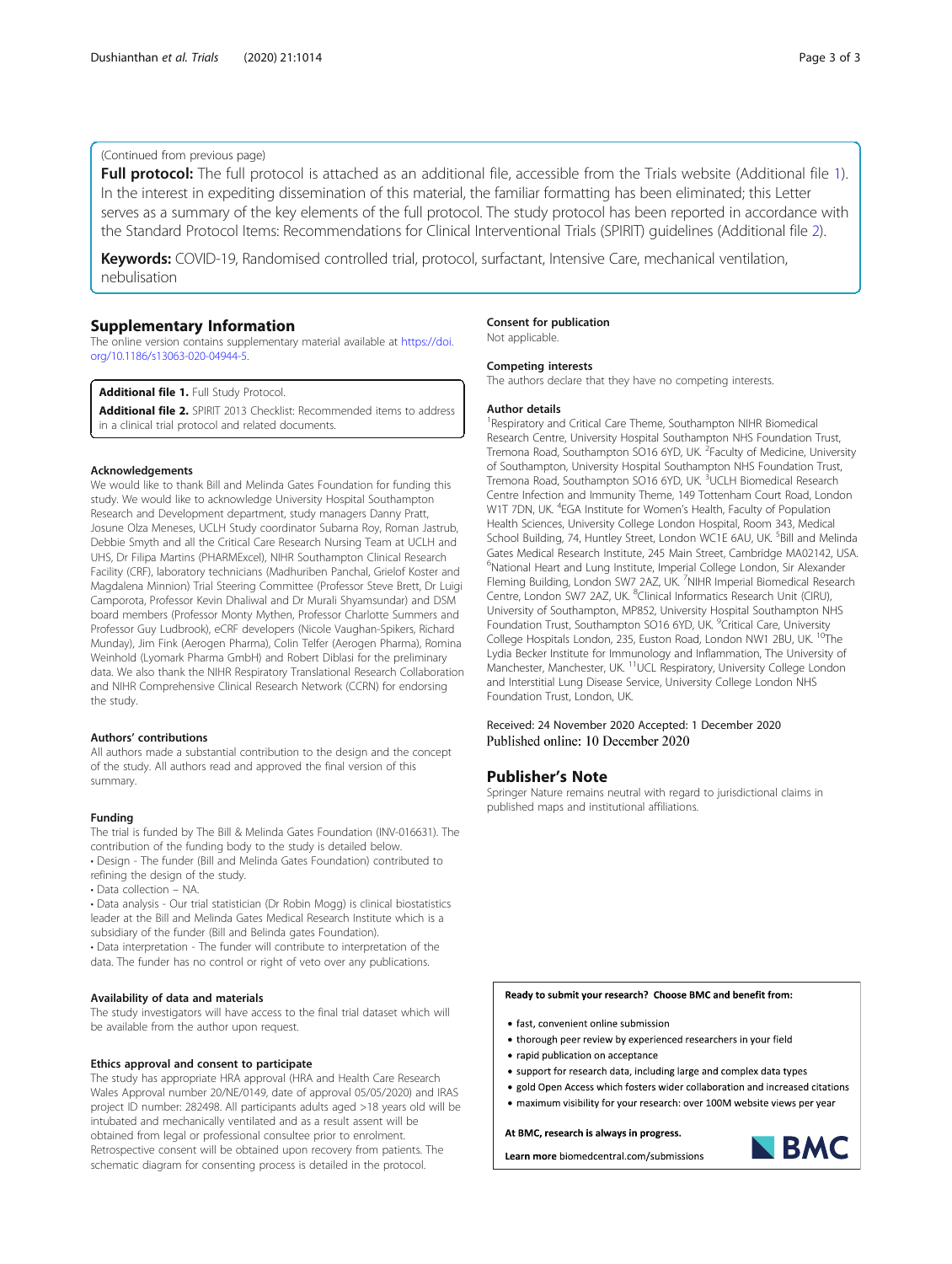(Continued from previous page)

**Full protocol:** The full protocol is attached as an additional file, accessible from the Trials website (Additional file 1). In the interest in expediting dissemination of this material, the familiar formatting has been eliminated; this Letter serves as a summary of the key elements of the full protocol. The study protocol has been reported in accordance with the Standard Protocol Items: Recommendations for Clinical Interventional Trials (SPIRIT) guidelines (Additional file 2).

**Keywords:** COVID-19, Randomised controlled trial, protocol, surfactant, Intensive Care, mechanical ventilation, nebulisation

## Supplementary Information

The online version contains supplementary material available at https://doi.org/10.1186/s13063-020-04944-5.

**Additional file 1.** Full Study Protocol.

**Additional file 2.** SPIRIT 2013 Checklist: Recommended items to address in a clinical trial protocol and related documents.

### Acknowledgements

We would like to thank Bill and Melinda Gates Foundation for funding this study. We would like to acknowledge University Hospital Southampton Research and Development department, study managers Danny Pratt, Josune Olza Meneses, UCLH Study coordinator Subarna Roy, Roman Jastrub, Debbie Smyth and all the Critical Care Research Nursing Team at UCLH and UHS, Dr Filipa Martins (PHARMExcel), NIHR Southampton Clinical Research Facility (CRF), laboratory technicians (Madhuriben Panchal, Grielof Koster and Magdalena Minnion) Trial Steering Committee (Professor Steve Brett, Dr Luigi Camporota, Professor Kevin Dhaliwal and Dr Murali Shyamsundar) and DSM board members (Professor Monty Mythen, Professor Charlotte Summers and Professor Guy Ludbrook), eCRF developers (Nicole Vaughan-Spikers, Richard Munday), Jim Fink (Aerogen Pharma), Colin Telfer (Aerogen Pharma), Romina Weinhold (Lyomark Pharma GmbH) and Robert Diblasi for the preliminary data. We also thank the NIHR Respiratory Translational Research Collaboration and NIHR Comprehensive Clinical Research Network (CCRN) for endorsing the study.

### Authors' contributions

All authors made a substantial contribution to the design and the concept of the study. All authors read and approved the final version of this summary.

### Funding

The trial is funded by The Bill & Melinda Gates Foundation (INV-016631). The contribution of the funding body to the study is detailed below.

- Design - The funder (Bill and Melinda Gates Foundation) contributed to refining the design of the study.
- Data collection – NA.
- Data analysis - Our trial statistician (Dr Robin Mogg) is clinical biostatistics leader at the Bill and Melinda Gates Medical Research Institute which is a subsidiary of the funder (Bill and Belinda gates Foundation).
- Data interpretation - The funder will contribute to interpretation of the data. The funder has no control or right of veto over any publications.

### Availability of data and materials

The study investigators will have access to the final trial dataset which will be available from the author upon request.

### Ethics approval and consent to participate

The study has appropriate HRA approval (HRA and Health Care Research Wales Approval number 20/NE/0149, date of approval 05/05/2020) and IRAS project ID number: 282498. All participants adults aged >18 years old will be intubated and mechanically ventilated and as a result assent will be obtained from legal or professional consultee prior to enrolment. Retrospective consent will be obtained upon recovery from patients. The schematic diagram for consenting process is detailed in the protocol.

### Consent for publication

Not applicable.

### Competing interests

The authors declare that they have no competing interests.

### Author details

[1]Respiratory and Critical Care Theme, Southampton NIHR Biomedical Research Centre, University Hospital Southampton NHS Foundation Trust, Tremona Road, Southampton SO16 6YD, UK. [2]Faculty of Medicine, University of Southampton, University Hospital Southampton NHS Foundation Trust, Tremona Road, Southampton SO16 6YD, UK. [3]UCLH Biomedical Research Centre Infection and Immunity Theme, 149 Tottenham Court Road, London W1T 7DN, UK. [4]EGA Institute for Women's Health, Faculty of Population Health Sciences, University College London Hospital, Room 343, Medical School Building, 74, Huntley Street, London WC1E 6AU, UK. [5]Bill and Melinda Gates Medical Research Institute, 245 Main Street, Cambridge MA02142, USA. [6]National Heart and Lung Institute, Imperial College London, Sir Alexander Fleming Building, London SW7 2AZ, UK. [7]NIHR Imperial Biomedical Research Centre, London SW7 2AZ, UK. [8]Clinical Informatics Research Unit (CIRU), University of Southampton, MP852, University Hospital Southampton NHS Foundation Trust, Southampton SO16 6YD, UK. [9]Critical Care, University College Hospitals London, 235, Euston Road, London NW1 2BU, UK. [10]The Lydia Becker Institute for Immunology and Inflammation, The University of Manchester, Manchester, UK. [11]UCL Respiratory, University College London and Interstitial Lung Disease Service, University College London NHS Foundation Trust, London, UK.

Received: 24 November 2020 Accepted: 1 December 2020
Published online: 10 December 2020

## Publisher's Note

Springer Nature remains neutral with regard to jurisdictional claims in published maps and institutional affiliations.

**Ready to submit your research? Choose BMC and benefit from:**

- fast, convenient online submission
- thorough peer review by experienced researchers in your field
- rapid publication on acceptance
- support for research data, including large and complex data types
- gold Open Access which fosters wider collaboration and increased citations
- maximum visibility for your research: over 100M website views per year

**At BMC, research is always in progress.**

**Learn more** biomedcentral.com/submissions

BMC